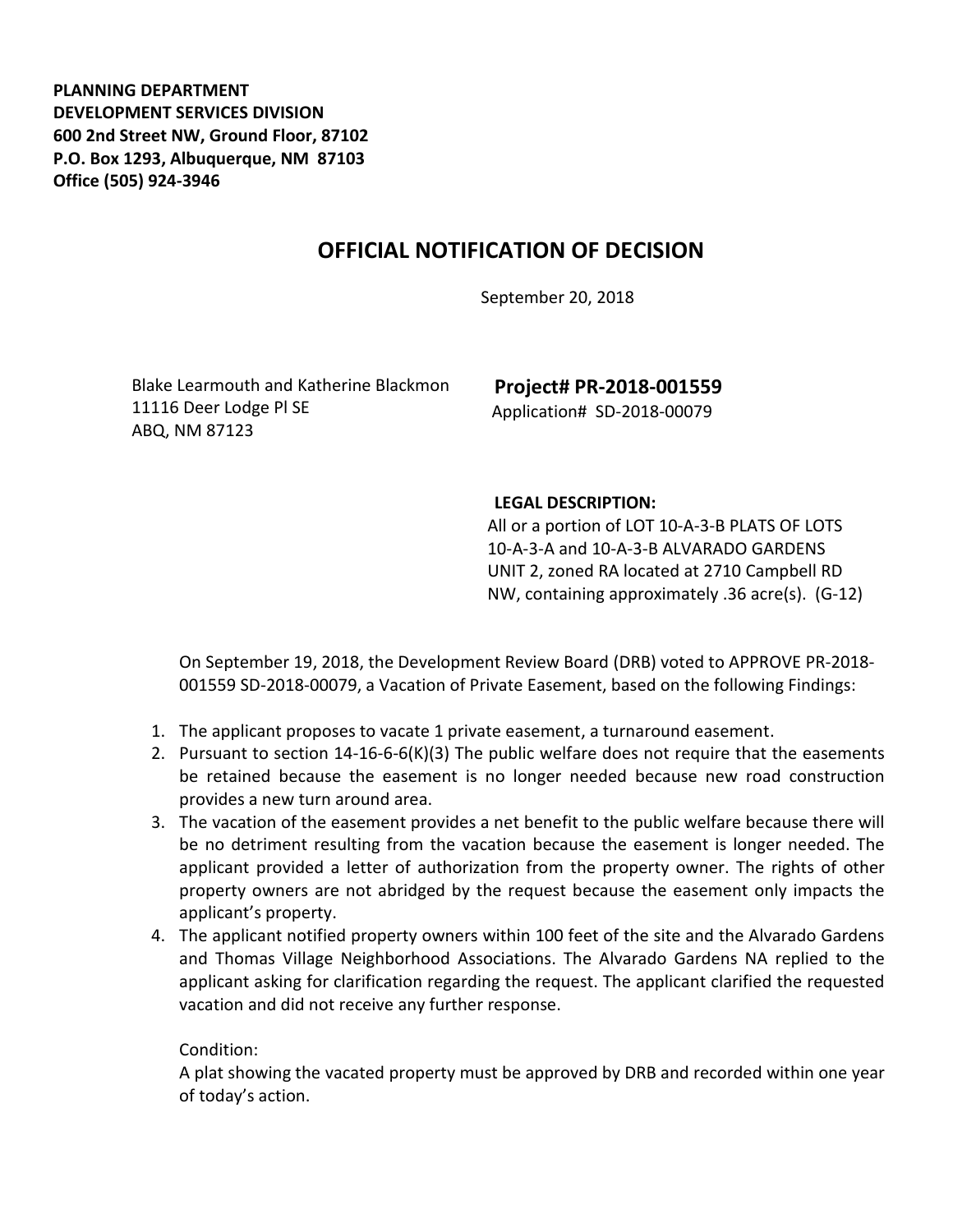**PLANNING DEPARTMENT**
**DEVELOPMENT SERVICES DIVISION**
**600 2nd Street NW, Ground Floor, 87102**
**P.O. Box 1293, Albuquerque, NM 87103**
**Office (505) 924-3946**

# OFFICIAL NOTIFICATION OF DECISION

September 20, 2018

Blake Learmouth and Katherine Blackmon
11116 Deer Lodge Pl SE
ABQ, NM 87123

**Project# PR-2018-001559**
Application# SD-2018-00079

**LEGAL DESCRIPTION:**
All or a portion of LOT 10-A-3-B PLATS OF LOTS 10-A-3-A and 10-A-3-B ALVARADO GARDENS UNIT 2, zoned RA located at 2710 Campbell RD NW, containing approximately .36 acre(s). (G-12)

On September 19, 2018, the Development Review Board (DRB) voted to APPROVE PR-2018-001559 SD-2018-00079, a Vacation of Private Easement, based on the following Findings:

1. The applicant proposes to vacate 1 private easement, a turnaround easement.
2. Pursuant to section 14-16-6-6(K)(3) The public welfare does not require that the easements be retained because the easement is no longer needed because new road construction provides a new turn around area.
3. The vacation of the easement provides a net benefit to the public welfare because there will be no detriment resulting from the vacation because the easement is longer needed. The applicant provided a letter of authorization from the property owner. The rights of other property owners are not abridged by the request because the easement only impacts the applicant's property.
4. The applicant notified property owners within 100 feet of the site and the Alvarado Gardens and Thomas Village Neighborhood Associations. The Alvarado Gardens NA replied to the applicant asking for clarification regarding the request. The applicant clarified the requested vacation and did not receive any further response.

Condition:
A plat showing the vacated property must be approved by DRB and recorded within one year of today's action.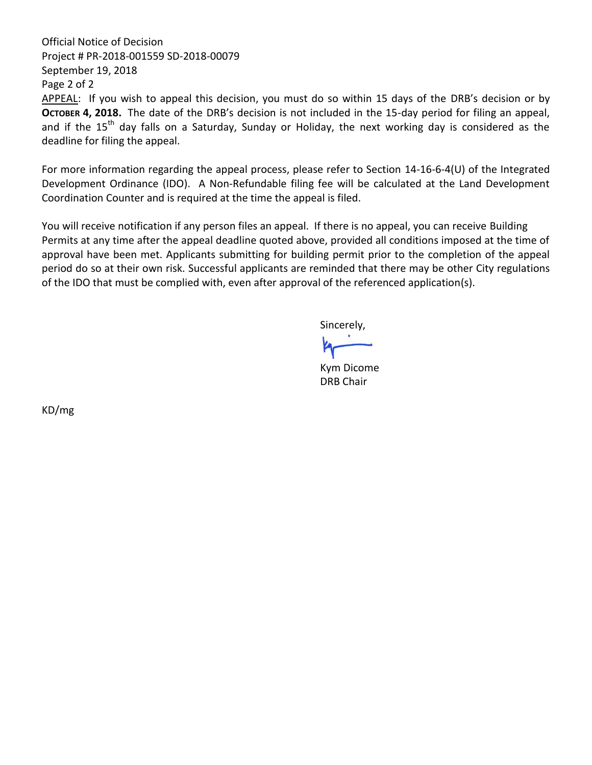Official Notice of Decision
Project # PR-2018-001559 SD-2018-00079
September 19, 2018

APPEAL: If you wish to appeal this decision, you must do so within 15 days of the DRB's decision or by **OCTOBER 4, 2018.** The date of the DRB's decision is not included in the 15-day period for filing an appeal, and if the 15th day falls on a Saturday, Sunday or Holiday, the next working day is considered as the deadline for filing the appeal.

For more information regarding the appeal process, please refer to Section 14-16-6-4(U) of the Integrated Development Ordinance (IDO). A Non-Refundable filing fee will be calculated at the Land Development Coordination Counter and is required at the time the appeal is filed.

You will receive notification if any person files an appeal. If there is no appeal, you can receive Building Permits at any time after the appeal deadline quoted above, provided all conditions imposed at the time of approval have been met. Applicants submitting for building permit prior to the completion of the appeal period do so at their own risk. Successful applicants are reminded that there may be other City regulations of the IDO that must be complied with, even after approval of the referenced application(s).

Sincerely,

Kym Dicome
DRB Chair

KD/mg